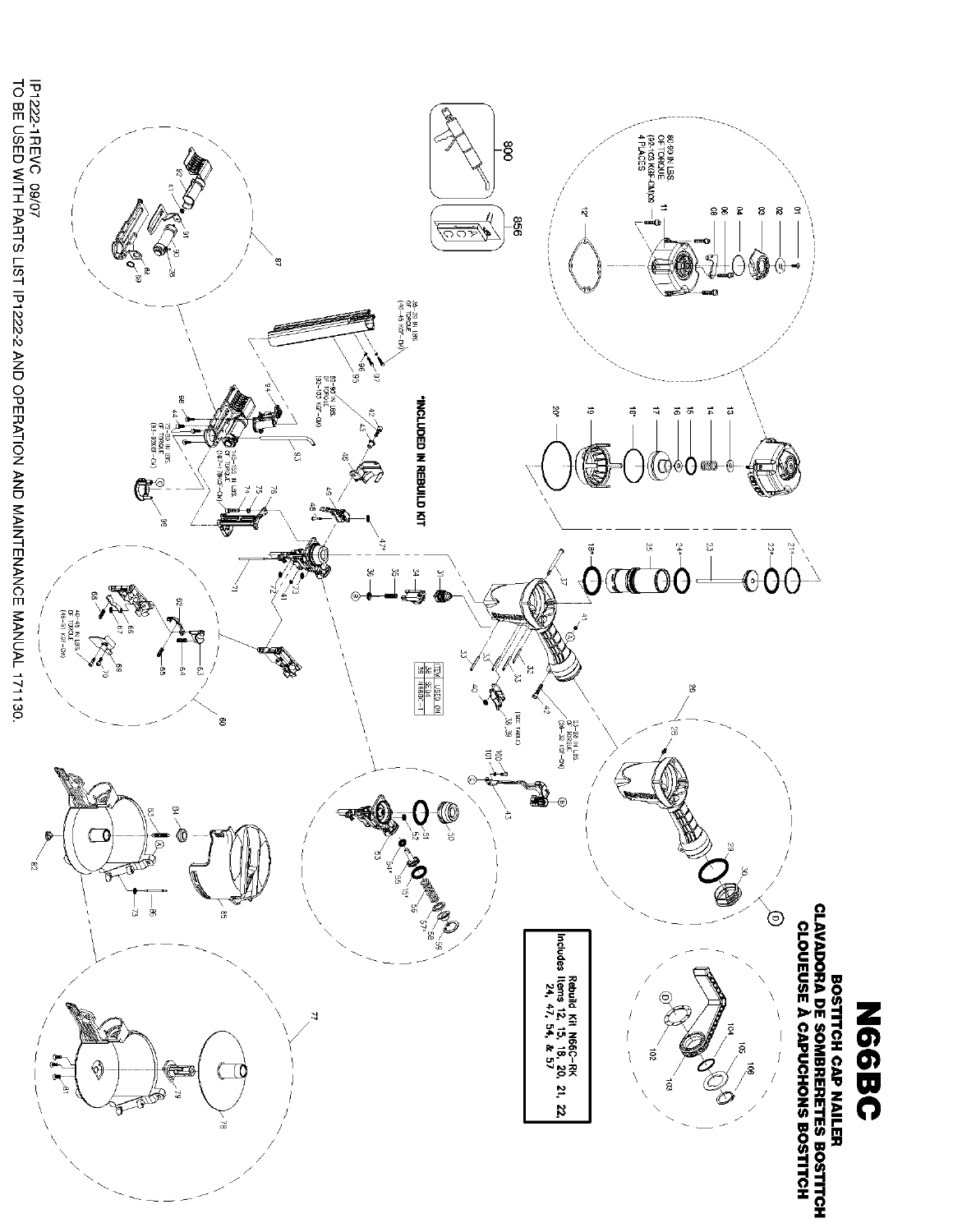# N66BC

## BOSTITCH CAP NAILER
## CLAVADORA DE SOMBRERETES BOSTITCH
## CLOUEUSE À CAPUCHONS BOSTITCH

Rebuild Kit N66C-RK
Includes Items 12, 15, 18, 20, 21, 22, 24, 47, 54, & 57

*INCLUDED IN REBUILD KIT

| ITEM | USED ON |
|---|---|
| 38 | SE04 |
| 39 | TB66C-1 |

80-90 IN LBS OF TORQUE (92-103 KGF-CM) 4 PLACES

35-40 IN LBS OF TORQUE (40-46 KGF-CM)

81-90 IN LBS OF TORQUE (92-103 KGF-CM)

140-150 IN LBS OF TORQUE (161-173 KGF-CM)

72-80 IN LBS OF TORQUE (83-92 KGF-CM)

40-45 IN LBS OF TORQUE (46-51 KGF-CM)

23-28 IN LBS OF TORQUE (26-32 KGF-CM)

(SEE TABLE)

IP1222-1REVC 09/07
TO BE USED WITH PARTS LIST IP1222-2 AND OPERATION AND MAINTENANCE MANUAL 171130.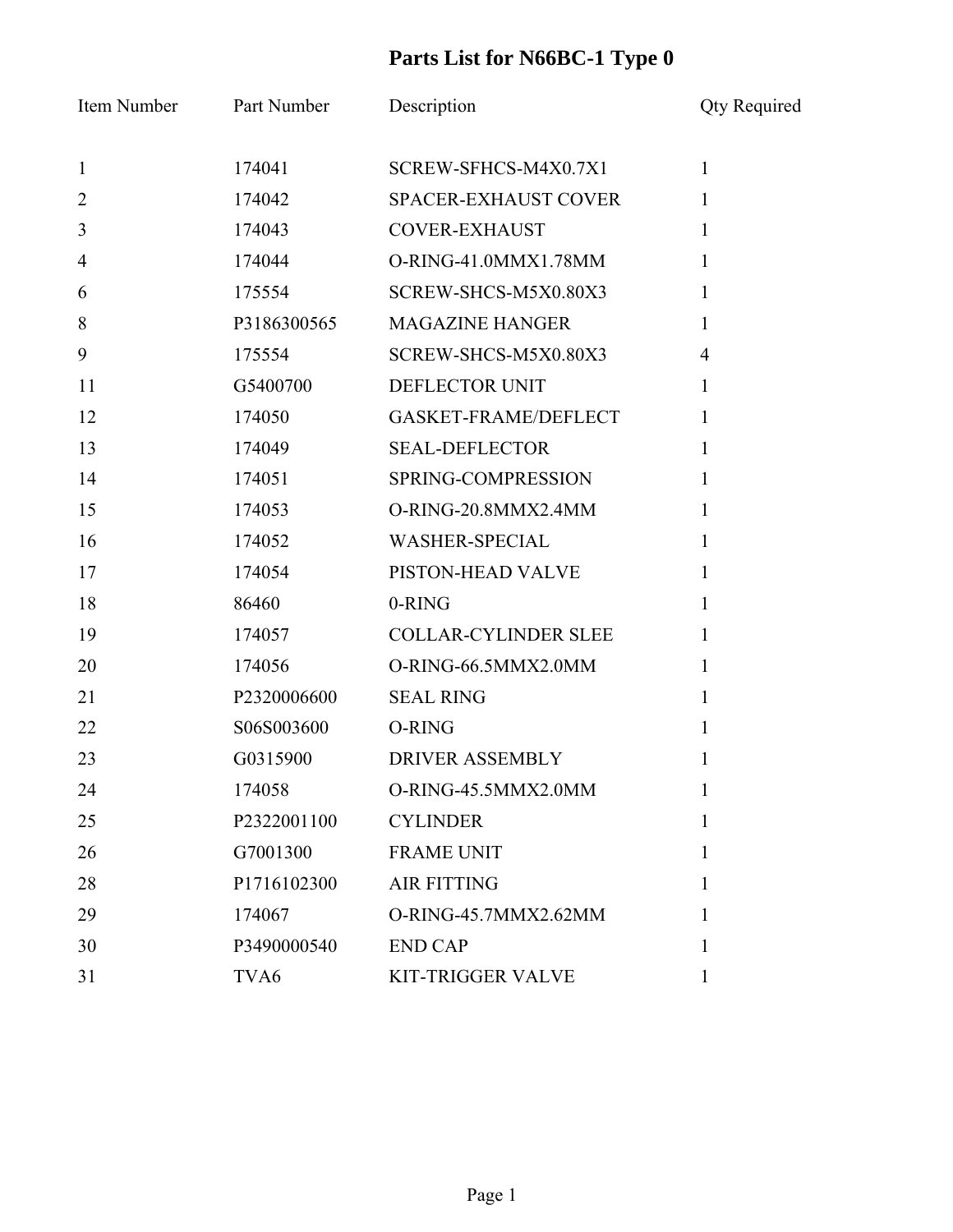# Parts List for N66BC-1 Type 0

| Item Number | Part Number | Description | Qty Required |
|---|---|---|---|
| 1 | 174041 | SCREW-SFHCS-M4X0.7X1 | 1 |
| 2 | 174042 | SPACER-EXHAUST COVER | 1 |
| 3 | 174043 | COVER-EXHAUST | 1 |
| 4 | 174044 | O-RING-41.0MMX1.78MM | 1 |
| 6 | 175554 | SCREW-SHCS-M5X0.80X3 | 1 |
| 8 | P3186300565 | MAGAZINE HANGER | 1 |
| 9 | 175554 | SCREW-SHCS-M5X0.80X3 | 4 |
| 11 | G5400700 | DEFLECTOR UNIT | 1 |
| 12 | 174050 | GASKET-FRAME/DEFLECT | 1 |
| 13 | 174049 | SEAL-DEFLECTOR | 1 |
| 14 | 174051 | SPRING-COMPRESSION | 1 |
| 15 | 174053 | O-RING-20.8MMX2.4MM | 1 |
| 16 | 174052 | WASHER-SPECIAL | 1 |
| 17 | 174054 | PISTON-HEAD VALVE | 1 |
| 18 | 86460 | 0-RING | 1 |
| 19 | 174057 | COLLAR-CYLINDER SLEE | 1 |
| 20 | 174056 | O-RING-66.5MMX2.0MM | 1 |
| 21 | P2320006600 | SEAL RING | 1 |
| 22 | S06S003600 | O-RING | 1 |
| 23 | G0315900 | DRIVER ASSEMBLY | 1 |
| 24 | 174058 | O-RING-45.5MMX2.0MM | 1 |
| 25 | P2322001100 | CYLINDER | 1 |
| 26 | G7001300 | FRAME UNIT | 1 |
| 28 | P1716102300 | AIR FITTING | 1 |
| 29 | 174067 | O-RING-45.7MMX2.62MM | 1 |
| 30 | P3490000540 | END CAP | 1 |
| 31 | TVA6 | KIT-TRIGGER VALVE | 1 |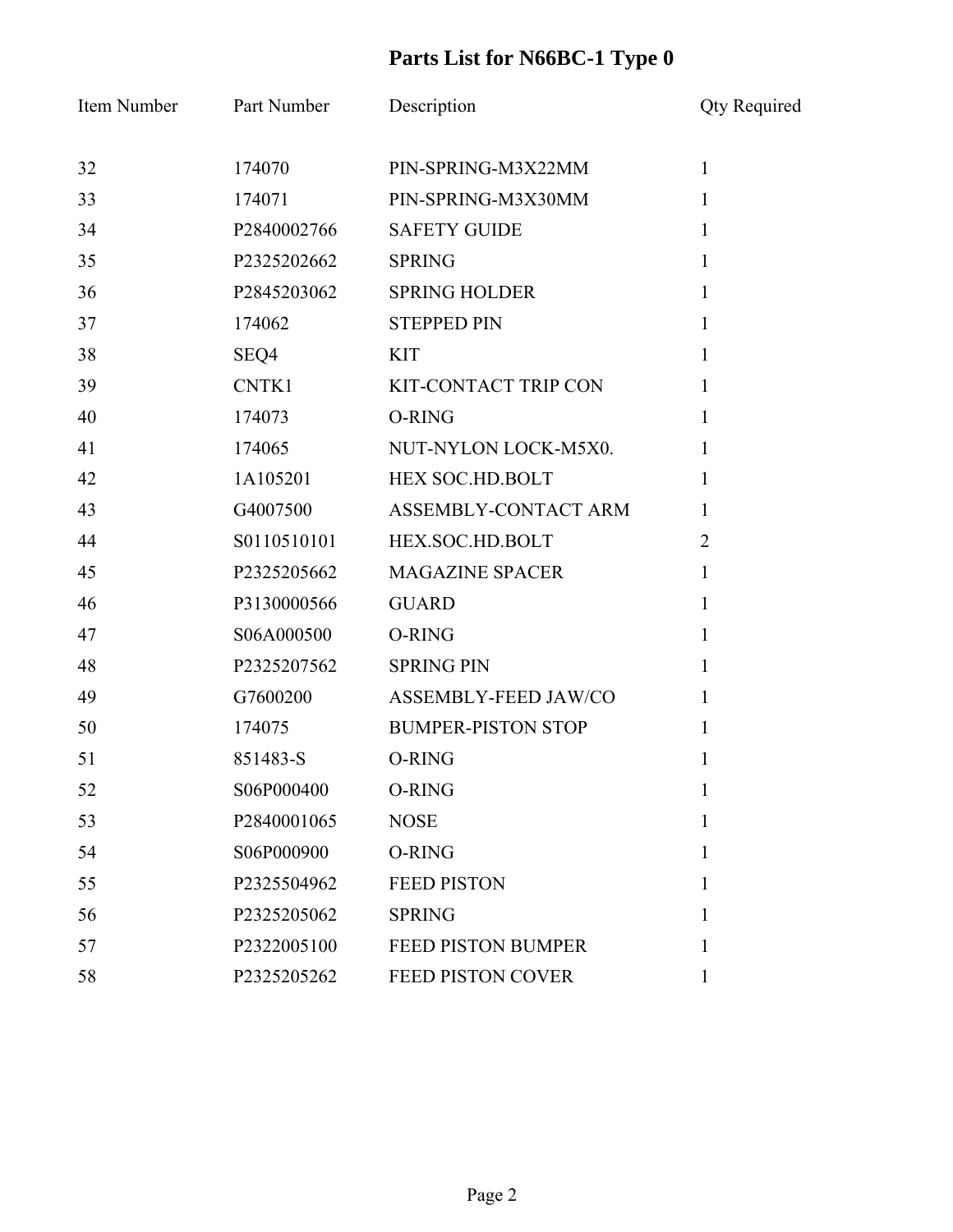# Parts List for N66BC-1 Type 0

| Item Number | Part Number | Description | Qty Required |
|---|---|---|---|
| 32 | 174070 | PIN-SPRING-M3X22MM | 1 |
| 33 | 174071 | PIN-SPRING-M3X30MM | 1 |
| 34 | P2840002766 | SAFETY GUIDE | 1 |
| 35 | P2325202662 | SPRING | 1 |
| 36 | P2845203062 | SPRING HOLDER | 1 |
| 37 | 174062 | STEPPED PIN | 1 |
| 38 | SEQ4 | KIT | 1 |
| 39 | CNTK1 | KIT-CONTACT TRIP CON | 1 |
| 40 | 174073 | O-RING | 1 |
| 41 | 174065 | NUT-NYLON LOCK-M5X0. | 1 |
| 42 | 1A105201 | HEX SOC.HD.BOLT | 1 |
| 43 | G4007500 | ASSEMBLY-CONTACT ARM | 1 |
| 44 | S0110510101 | HEX.SOC.HD.BOLT | 2 |
| 45 | P2325205662 | MAGAZINE SPACER | 1 |
| 46 | P3130000566 | GUARD | 1 |
| 47 | S06A000500 | O-RING | 1 |
| 48 | P2325207562 | SPRING PIN | 1 |
| 49 | G7600200 | ASSEMBLY-FEED JAW/CO | 1 |
| 50 | 174075 | BUMPER-PISTON STOP | 1 |
| 51 | 851483-S | O-RING | 1 |
| 52 | S06P000400 | O-RING | 1 |
| 53 | P2840001065 | NOSE | 1 |
| 54 | S06P000900 | O-RING | 1 |
| 55 | P2325504962 | FEED PISTON | 1 |
| 56 | P2325205062 | SPRING | 1 |
| 57 | P2322005100 | FEED PISTON BUMPER | 1 |
| 58 | P2325205262 | FEED PISTON COVER | 1 |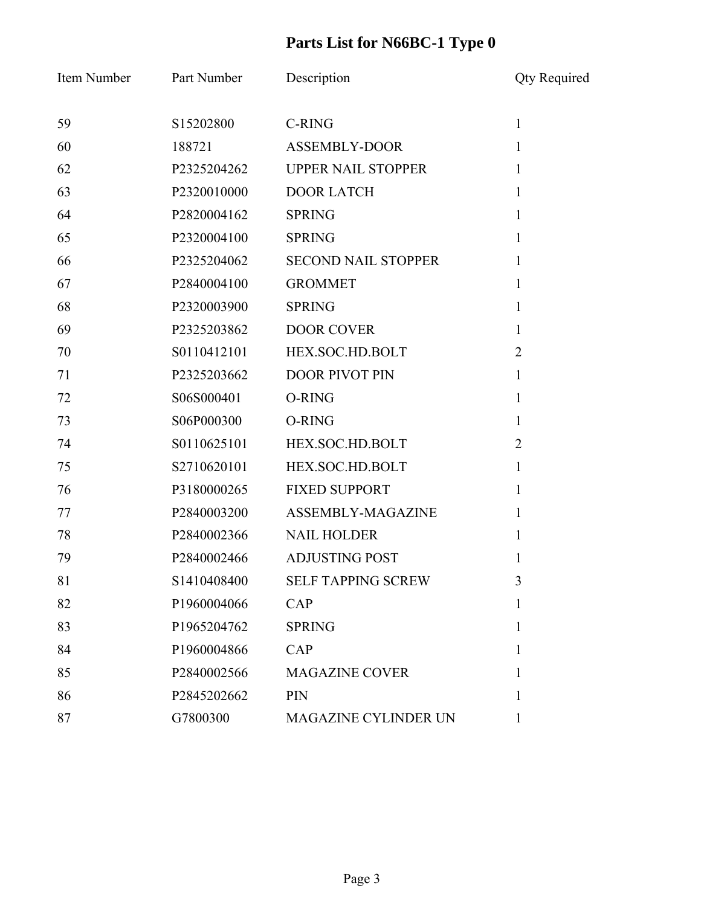# Parts List for N66BC-1 Type 0

| Item Number | Part Number | Description | Qty Required |
|---|---|---|---|
| 59 | S15202800 | C-RING | 1 |
| 60 | 188721 | ASSEMBLY-DOOR | 1 |
| 62 | P2325204262 | UPPER NAIL STOPPER | 1 |
| 63 | P2320010000 | DOOR LATCH | 1 |
| 64 | P2820004162 | SPRING | 1 |
| 65 | P2320004100 | SPRING | 1 |
| 66 | P2325204062 | SECOND NAIL STOPPER | 1 |
| 67 | P2840004100 | GROMMET | 1 |
| 68 | P2320003900 | SPRING | 1 |
| 69 | P2325203862 | DOOR COVER | 1 |
| 70 | S0110412101 | HEX.SOC.HD.BOLT | 2 |
| 71 | P2325203662 | DOOR PIVOT PIN | 1 |
| 72 | S06S000401 | O-RING | 1 |
| 73 | S06P000300 | O-RING | 1 |
| 74 | S0110625101 | HEX.SOC.HD.BOLT | 2 |
| 75 | S2710620101 | HEX.SOC.HD.BOLT | 1 |
| 76 | P3180000265 | FIXED SUPPORT | 1 |
| 77 | P2840003200 | ASSEMBLY-MAGAZINE | 1 |
| 78 | P2840002366 | NAIL HOLDER | 1 |
| 79 | P2840002466 | ADJUSTING POST | 1 |
| 81 | S1410408400 | SELF TAPPING SCREW | 3 |
| 82 | P1960004066 | CAP | 1 |
| 83 | P1965204762 | SPRING | 1 |
| 84 | P1960004866 | CAP | 1 |
| 85 | P2840002566 | MAGAZINE COVER | 1 |
| 86 | P2845202662 | PIN | 1 |
| 87 | G7800300 | MAGAZINE CYLINDER UN | 1 |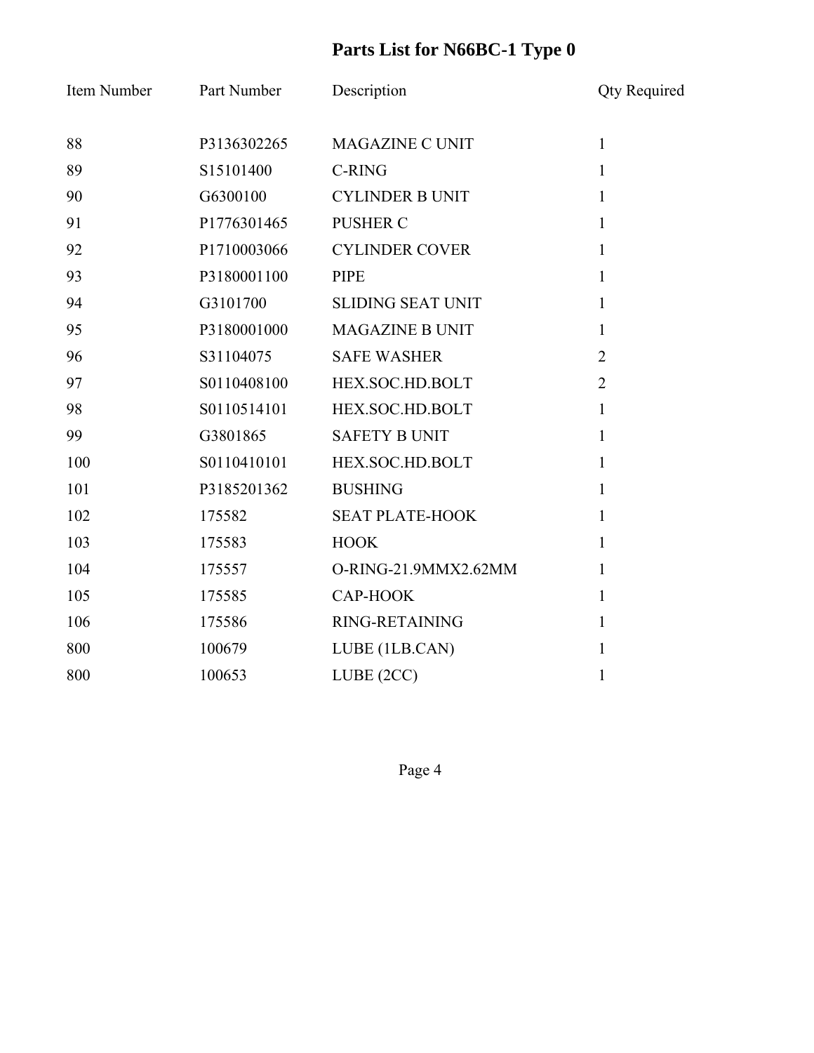# Parts List for N66BC-1 Type 0

| Item Number | Part Number | Description | Qty Required |
|---|---|---|---|
| 88 | P3136302265 | MAGAZINE C UNIT | 1 |
| 89 | S15101400 | C-RING | 1 |
| 90 | G6300100 | CYLINDER B UNIT | 1 |
| 91 | P1776301465 | PUSHER C | 1 |
| 92 | P1710003066 | CYLINDER COVER | 1 |
| 93 | P3180001100 | PIPE | 1 |
| 94 | G3101700 | SLIDING SEAT UNIT | 1 |
| 95 | P3180001000 | MAGAZINE B UNIT | 1 |
| 96 | S31104075 | SAFE WASHER | 2 |
| 97 | S0110408100 | HEX.SOC.HD.BOLT | 2 |
| 98 | S0110514101 | HEX.SOC.HD.BOLT | 1 |
| 99 | G3801865 | SAFETY B UNIT | 1 |
| 100 | S0110410101 | HEX.SOC.HD.BOLT | 1 |
| 101 | P3185201362 | BUSHING | 1 |
| 102 | 175582 | SEAT PLATE-HOOK | 1 |
| 103 | 175583 | HOOK | 1 |
| 104 | 175557 | O-RING-21.9MMX2.62MM | 1 |
| 105 | 175585 | CAP-HOOK | 1 |
| 106 | 175586 | RING-RETAINING | 1 |
| 800 | 100679 | LUBE (1LB.CAN) | 1 |
| 800 | 100653 | LUBE (2CC) | 1 |